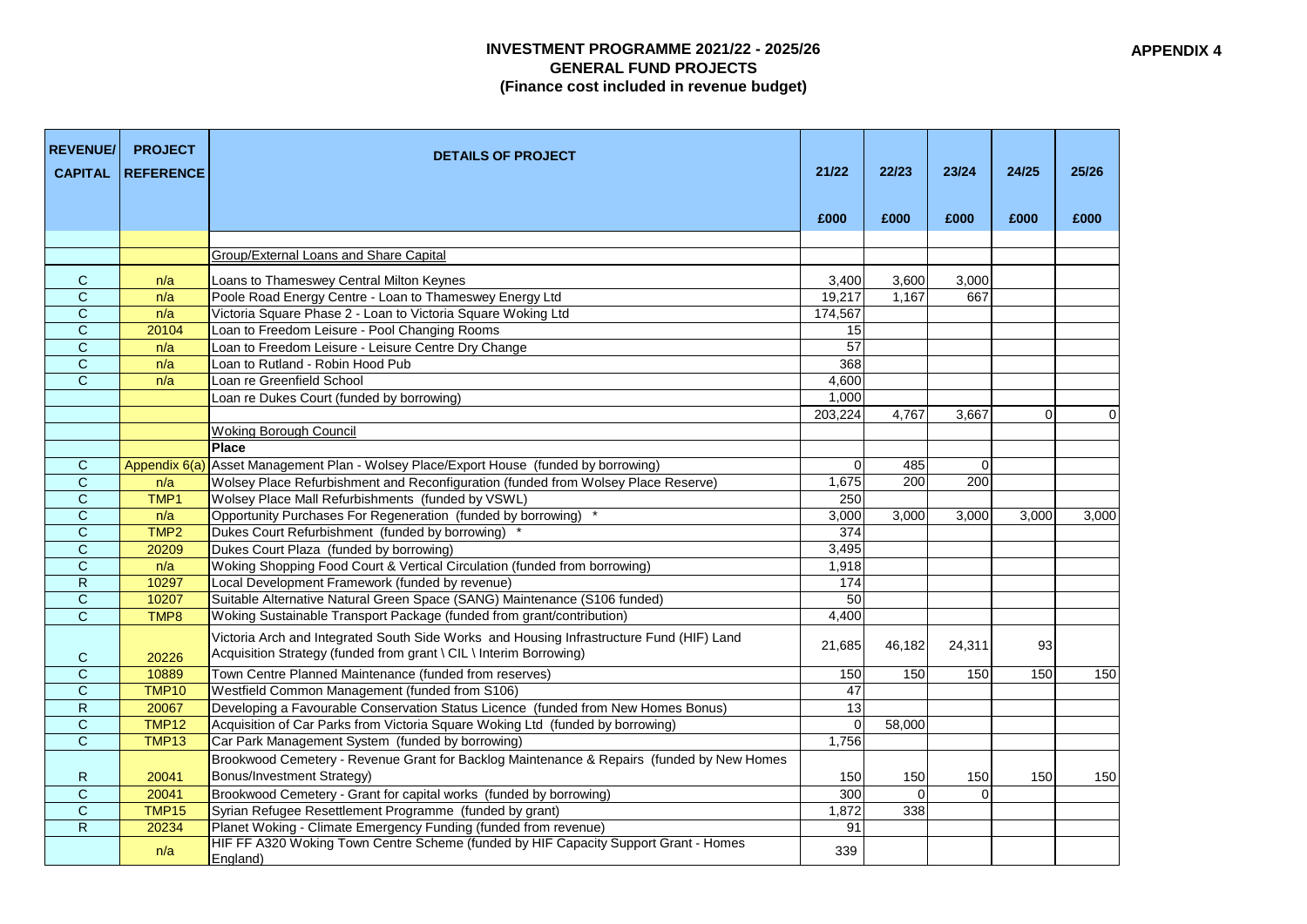**APPENDIX 4**

# INVESTMENT PROGRAMME 2021/22 - 2025/26
## GENERAL FUND PROJECTS
### (Finance cost included in revenue budget)

| REVENUE/ CAPITAL | PROJECT REFERENCE | DETAILS OF PROJECT | 21/22 £000 | 22/23 £000 | 23/24 £000 | 24/25 £000 | 25/26 £000 |
|---|---|---|---|---|---|---|---|
| | | Group/External Loans and Share Capital | | | | | |
| C | n/a | Loans to Thameswey Central Milton Keynes | 3,400 | 3,600 | 3,000 | | |
| C | n/a | Poole Road Energy Centre - Loan to Thameswey Energy Ltd | 19,217 | 1,167 | 667 | | |
| C | n/a | Victoria Square Phase 2 - Loan to Victoria Square Woking Ltd | 174,567 | | | | |
| C | 20104 | Loan to Freedom Leisure - Pool Changing Rooms | 15 | | | | |
| C | n/a | Loan to Freedom Leisure - Leisure Centre Dry Change | 57 | | | | |
| C | n/a | Loan to Rutland - Robin Hood Pub | 368 | | | | |
| C | n/a | Loan re Greenfield School | 4,600 | | | | |
| | | Loan re Dukes Court (funded by borrowing) | 1,000 | | | | |
| | | | 203,224 | 4,767 | 3,667 | 0 | 0 |
| | | Woking Borough Council | | | | | |
| | | **Place** | | | | | |
| C | Appendix 6(a) | Asset Management Plan - Wolsey Place/Export House (funded by borrowing) | 0 | 485 | 0 | | |
| C | n/a | Wolsey Place Refurbishment and Reconfiguration (funded from Wolsey Place Reserve) | 1,675 | 200 | 200 | | |
| C | TMP1 | Wolsey Place Mall Refurbishments (funded by VSWL) | 250 | | | | |
| C | n/a | Opportunity Purchases For Regeneration (funded by borrowing) * | 3,000 | 3,000 | 3,000 | 3,000 | 3,000 |
| C | TMP2 | Dukes Court Refurbishment (funded by borrowing) * | 374 | | | | |
| C | 20209 | Dukes Court Plaza (funded by borrowing) | 3,495 | | | | |
| C | n/a | Woking Shopping Food Court & Vertical Circulation (funded from borrowing) | 1,918 | | | | |
| R | 10297 | Local Development Framework (funded by revenue) | 174 | | | | |
| C | 10207 | Suitable Alternative Natural Green Space (SANG) Maintenance (S106 funded) | 50 | | | | |
| C | TMP8 | Woking Sustainable Transport Package (funded from grant/contribution) | 4,400 | | | | |
| C | 20226 | Victoria Arch and Integrated South Side Works and Housing Infrastructure Fund (HIF) Land Acquisition Strategy (funded from grant \ CIL \ Interim Borrowing) | 21,685 | 46,182 | 24,311 | 93 | |
| C | 10889 | Town Centre Planned Maintenance (funded from reserves) | 150 | 150 | 150 | 150 | 150 |
| C | TMP10 | Westfield Common Management (funded from S106) | 47 | | | | |
| R | 20067 | Developing a Favourable Conservation Status Licence (funded from New Homes Bonus) | 13 | | | | |
| C | TMP12 | Acquisition of Car Parks from Victoria Square Woking Ltd (funded by borrowing) | 0 | 58,000 | | | |
| C | TMP13 | Car Park Management System (funded by borrowing) | 1,756 | | | | |
| R | 20041 | Brookwood Cemetery - Revenue Grant for Backlog Maintenance & Repairs (funded by New Homes Bonus/Investment Strategy) | 150 | 150 | 150 | 150 | 150 |
| C | 20041 | Brookwood Cemetery - Grant for capital works (funded by borrowing) | 300 | 0 | 0 | | |
| C | TMP15 | Syrian Refugee Resettlement Programme (funded by grant) | 1,872 | 338 | | | |
| R | 20234 | Planet Woking - Climate Emergency Funding (funded from revenue) | 91 | | | | |
| | n/a | HIF FF A320 Woking Town Centre Scheme (funded by HIF Capacity Support Grant - Homes England) | 339 | | | | |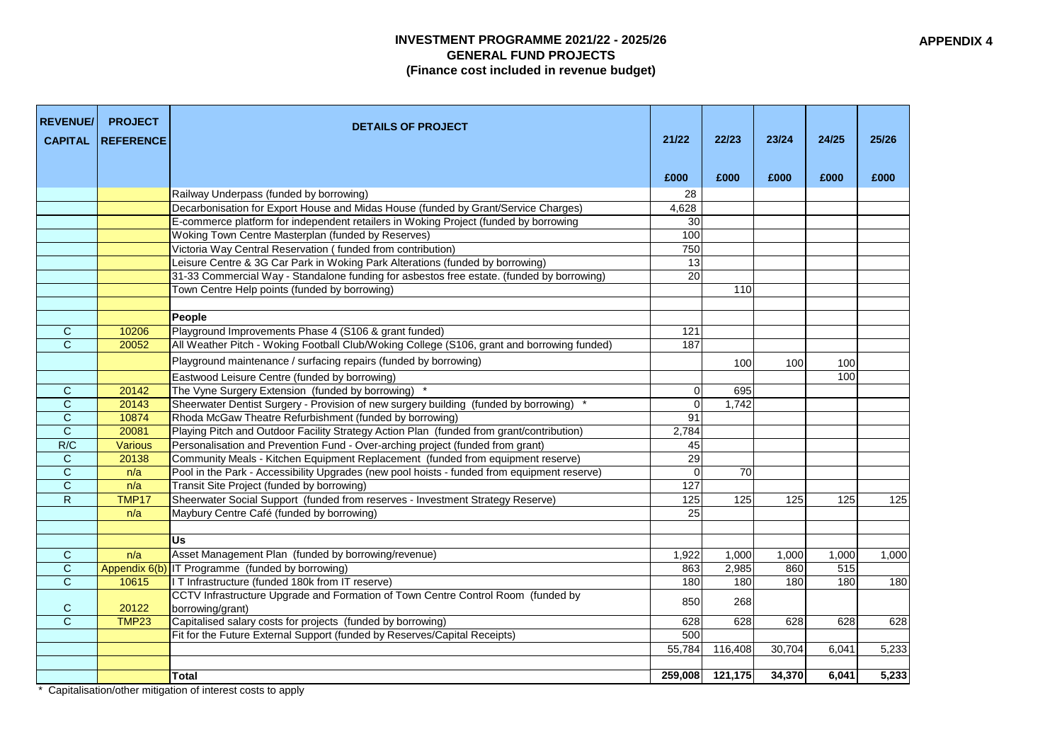**APPENDIX 4**

# INVESTMENT PROGRAMME 2021/22 - 2025/26
## GENERAL FUND PROJECTS
### (Finance cost included in revenue budget)

| REVENUE/ CAPITAL | PROJECT REFERENCE | DETAILS OF PROJECT | 21/22 | 22/23 | 23/24 | 24/25 | 25/26 |
|---|---|---|---|---|---|---|---|
| | | | £000 | £000 | £000 | £000 | £000 |
| | | Railway Underpass (funded by borrowing) | 28 | | | | |
| | | Decarbonisation for Export House and Midas House (funded by Grant/Service Charges) | 4,628 | | | | |
| | | E-commerce platform for independent retailers in Woking Project (funded by borrowing | 30 | | | | |
| | | Woking Town Centre Masterplan (funded by Reserves) | 100 | | | | |
| | | Victoria Way Central Reservation ( funded from contribution) | 750 | | | | |
| | | Leisure Centre & 3G Car Park in Woking Park Alterations (funded by borrowing) | 13 | | | | |
| | | 31-33 Commercial Way - Standalone funding for asbestos free estate. (funded by borrowing) | 20 | | | | |
| | | Town Centre Help points (funded by borrowing) | | 110 | | | |
| | | | | | | | |
| | | **People** | | | | | |
| C | 10206 | Playground Improvements Phase 4 (S106 & grant funded) | 121 | | | | |
| C | 20052 | All Weather Pitch - Woking Football Club/Woking College (S106, grant and borrowing funded) | 187 | | | | |
| | | Playground maintenance / surfacing repairs (funded by borrowing) | | 100 | 100 | 100 | |
| | | Eastwood Leisure Centre (funded by borrowing) | | | | 100 | |
| C | 20142 | The Vyne Surgery Extension (funded by borrowing) * | 0 | 695 | | | |
| C | 20143 | Sheerwater Dentist Surgery - Provision of new surgery building (funded by borrowing) * | 0 | 1,742 | | | |
| C | 10874 | Rhoda McGaw Theatre Refurbishment (funded by borrowing) | 91 | | | | |
| C | 20081 | Playing Pitch and Outdoor Facility Strategy Action Plan (funded from grant/contribution) | 2,784 | | | | |
| R/C | Various | Personalisation and Prevention Fund - Over-arching project (funded from grant) | 45 | | | | |
| C | 20138 | Community Meals - Kitchen Equipment Replacement (funded from equipment reserve) | 29 | | | | |
| C | n/a | Pool in the Park - Accessibility Upgrades (new pool hoists - funded from equipment reserve) | 0 | 70 | | | |
| C | n/a | Transit Site Project (funded by borrowing) | 127 | | | | |
| R | TMP17 | Sheerwater Social Support (funded from reserves - Investment Strategy Reserve) | 125 | 125 | 125 | 125 | 125 |
| | n/a | Maybury Centre Café (funded by borrowing) | 25 | | | | |
| | | | | | | | |
| | | **Us** | | | | | |
| C | n/a | Asset Management Plan (funded by borrowing/revenue) | 1,922 | 1,000 | 1,000 | 1,000 | 1,000 |
| C | Appendix 6(b) | IT Programme (funded by borrowing) | 863 | 2,985 | 860 | 515 | |
| C | 10615 | I T Infrastructure (funded 180k from IT reserve) | 180 | 180 | 180 | 180 | 180 |
| C | 20122 | CCTV Infrastructure Upgrade and Formation of Town Centre Control Room (funded by borrowing/grant) | 850 | 268 | | | |
| C | TMP23 | Capitalised salary costs for projects (funded by borrowing) | 628 | 628 | 628 | 628 | 628 |
| | | Fit for the Future External Support (funded by Reserves/Capital Receipts) | 500 | | | | |
| | | | 55,784 | 116,408 | 30,704 | 6,041 | 5,233 |
| | | | | | | | |
| | | **Total** | **259,008** | **121,175** | **34,370** | **6,041** | **5,233** |

\* Capitalisation/other mitigation of interest costs to apply